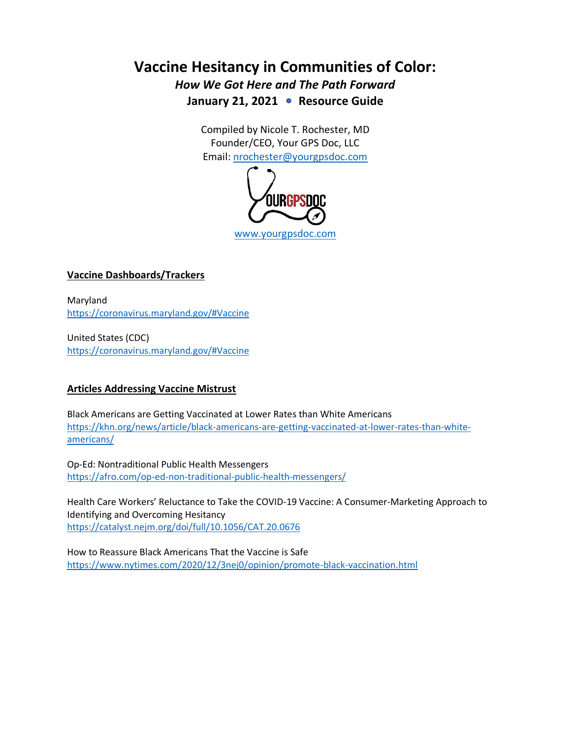# Vaccine Hesitancy in Communities of Color:

***How We Got Here and The Path Forward***

**January 21, 2021 • Resource Guide**

Compiled by Nicole T. Rochester, MD
Founder/CEO, Your GPS Doc, LLC
Email: nrochester@yourgpsdoc.com

www.yourgpsdoc.com

## Vaccine Dashboards/Trackers

Maryland
https://coronavirus.maryland.gov/#Vaccine

United States (CDC)
https://coronavirus.maryland.gov/#Vaccine

## Articles Addressing Vaccine Mistrust

Black Americans are Getting Vaccinated at Lower Rates than White Americans
https://khn.org/news/article/black-americans-are-getting-vaccinated-at-lower-rates-than-white-americans/

Op-Ed: Nontraditional Public Health Messengers
https://afro.com/op-ed-non-traditional-public-health-messengers/

Health Care Workers' Reluctance to Take the COVID-19 Vaccine: A Consumer-Marketing Approach to Identifying and Overcoming Hesitancy
https://catalyst.nejm.org/doi/full/10.1056/CAT.20.0676

How to Reassure Black Americans That the Vaccine is Safe
https://www.nytimes.com/2020/12/3nej0/opinion/promote-black-vaccination.html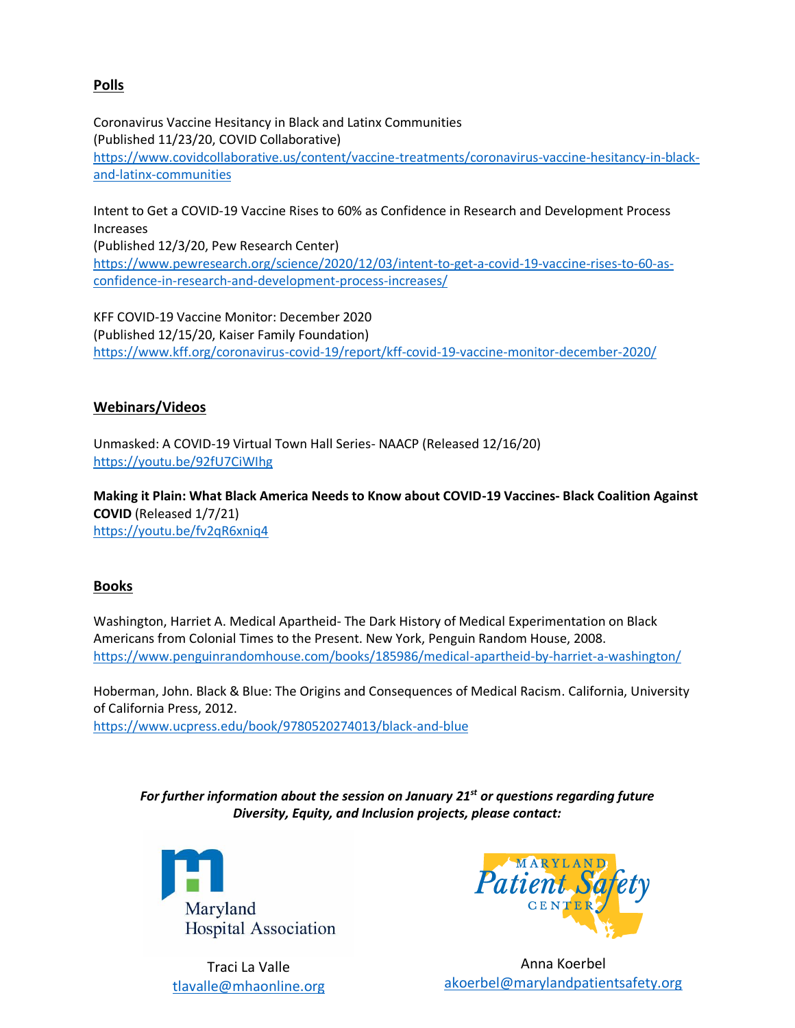## Polls

Coronavirus Vaccine Hesitancy in Black and Latinx Communities
(Published 11/23/20, COVID Collaborative)
https://www.covidcollaborative.us/content/vaccine-treatments/coronavirus-vaccine-hesitancy-in-black-and-latinx-communities

Intent to Get a COVID-19 Vaccine Rises to 60% as Confidence in Research and Development Process Increases
(Published 12/3/20, Pew Research Center)
https://www.pewresearch.org/science/2020/12/03/intent-to-get-a-covid-19-vaccine-rises-to-60-as-confidence-in-research-and-development-process-increases/

KFF COVID-19 Vaccine Monitor: December 2020
(Published 12/15/20, Kaiser Family Foundation)
https://www.kff.org/coronavirus-covid-19/report/kff-covid-19-vaccine-monitor-december-2020/

## Webinars/Videos

Unmasked: A COVID-19 Virtual Town Hall Series- NAACP (Released 12/16/20)
https://youtu.be/92fU7CiWIhg

**Making it Plain: What Black America Needs to Know about COVID-19 Vaccines- Black Coalition Against COVID** (Released 1/7/21)
https://youtu.be/fv2qR6xniq4

## Books

Washington, Harriet A. Medical Apartheid- The Dark History of Medical Experimentation on Black Americans from Colonial Times to the Present. New York, Penguin Random House, 2008.
https://www.penguinrandomhouse.com/books/185986/medical-apartheid-by-harriet-a-washington/

Hoberman, John. Black & Blue: The Origins and Consequences of Medical Racism. California, University of California Press, 2012.
https://www.ucpress.edu/book/9780520274013/black-and-blue

***For further information about the session on January 21st or questions regarding future Diversity, Equity, and Inclusion projects, please contact:***

Maryland Hospital Association

Traci La Valle
tlavalle@mhaonline.org

Maryland Patient Safety Center

Anna Koerbel
akoerbel@marylandpatientsafety.org